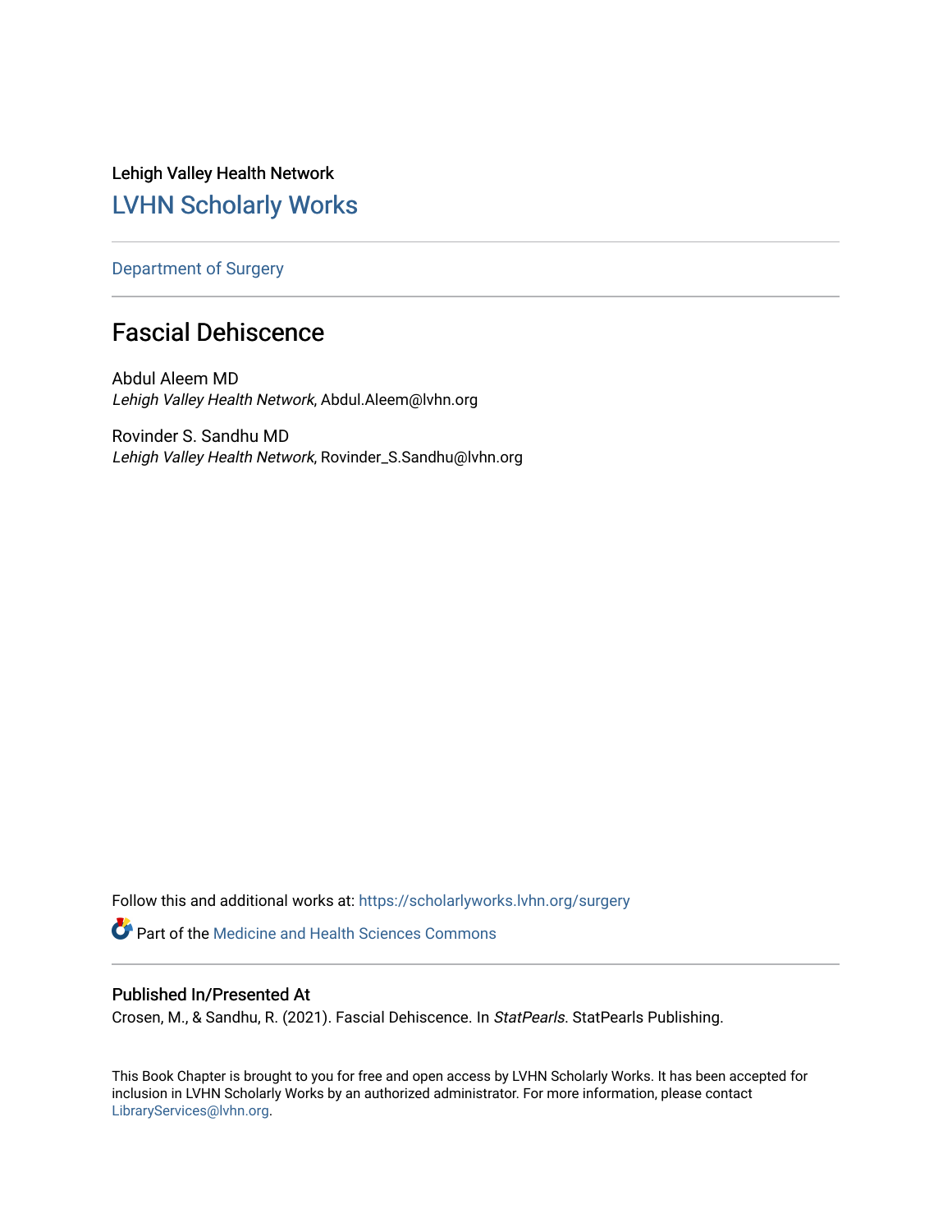Lehigh Valley Health Network

## LVHN Scholarly Works

Department of Surgery

# Fascial Dehiscence

Abdul Aleem MD
*Lehigh Valley Health Network*, Abdul.Aleem@lvhn.org

Rovinder S. Sandhu MD
*Lehigh Valley Health Network*, Rovinder_S.Sandhu@lvhn.org

Follow this and additional works at: https://scholarlyworks.lvhn.org/surgery

Part of the Medicine and Health Sciences Commons

### Published In/Presented At

Crosen, M., & Sandhu, R. (2021). Fascial Dehiscence. In *StatPearls*. StatPearls Publishing.

This Book Chapter is brought to you for free and open access by LVHN Scholarly Works. It has been accepted for inclusion in LVHN Scholarly Works by an authorized administrator. For more information, please contact LibraryServices@lvhn.org.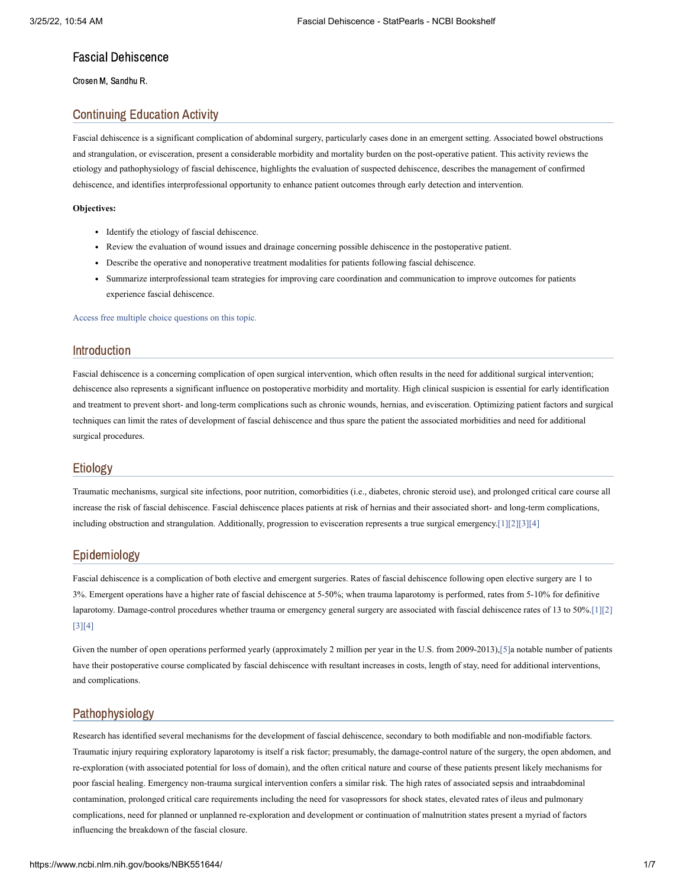# Fascial Dehiscence

Crosen M, Sandhu R.

## Continuing Education Activity

Fascial dehiscence is a significant complication of abdominal surgery, particularly cases done in an emergent setting. Associated bowel obstructions and strangulation, or evisceration, present a considerable morbidity and mortality burden on the post-operative patient. This activity reviews the etiology and pathophysiology of fascial dehiscence, highlights the evaluation of suspected dehiscence, describes the management of confirmed dehiscence, and identifies interprofessional opportunity to enhance patient outcomes through early detection and intervention.

**Objectives:**

- Identify the etiology of fascial dehiscence.
- Review the evaluation of wound issues and drainage concerning possible dehiscence in the postoperative patient.
- Describe the operative and nonoperative treatment modalities for patients following fascial dehiscence.
- Summarize interprofessional team strategies for improving care coordination and communication to improve outcomes for patients experience fascial dehiscence.

Access free multiple choice questions on this topic.

## Introduction

Fascial dehiscence is a concerning complication of open surgical intervention, which often results in the need for additional surgical intervention; dehiscence also represents a significant influence on postoperative morbidity and mortality. High clinical suspicion is essential for early identification and treatment to prevent short- and long-term complications such as chronic wounds, hernias, and evisceration. Optimizing patient factors and surgical techniques can limit the rates of development of fascial dehiscence and thus spare the patient the associated morbidities and need for additional surgical procedures.

## Etiology

Traumatic mechanisms, surgical site infections, poor nutrition, comorbidities (i.e., diabetes, chronic steroid use), and prolonged critical care course all increase the risk of fascial dehiscence. Fascial dehiscence places patients at risk of hernias and their associated short- and long-term complications, including obstruction and strangulation. Additionally, progression to evisceration represents a true surgical emergency.[1][2][3][4]

## Epidemiology

Fascial dehiscence is a complication of both elective and emergent surgeries. Rates of fascial dehiscence following open elective surgery are 1 to 3%. Emergent operations have a higher rate of fascial dehiscence at 5-50%; when trauma laparotomy is performed, rates from 5-10% for definitive laparotomy. Damage-control procedures whether trauma or emergency general surgery are associated with fascial dehiscence rates of 13 to 50%.[1][2][3][4]

Given the number of open operations performed yearly (approximately 2 million per year in the U.S. from 2009-2013),[5]a notable number of patients have their postoperative course complicated by fascial dehiscence with resultant increases in costs, length of stay, need for additional interventions, and complications.

## Pathophysiology

Research has identified several mechanisms for the development of fascial dehiscence, secondary to both modifiable and non-modifiable factors. Traumatic injury requiring exploratory laparotomy is itself a risk factor; presumably, the damage-control nature of the surgery, the open abdomen, and re-exploration (with associated potential for loss of domain), and the often critical nature and course of these patients present likely mechanisms for poor fascial healing. Emergency non-trauma surgical intervention confers a similar risk. The high rates of associated sepsis and intraabdominal contamination, prolonged critical care requirements including the need for vasopressors for shock states, elevated rates of ileus and pulmonary complications, need for planned or unplanned re-exploration and development or continuation of malnutrition states present a myriad of factors influencing the breakdown of the fascial closure.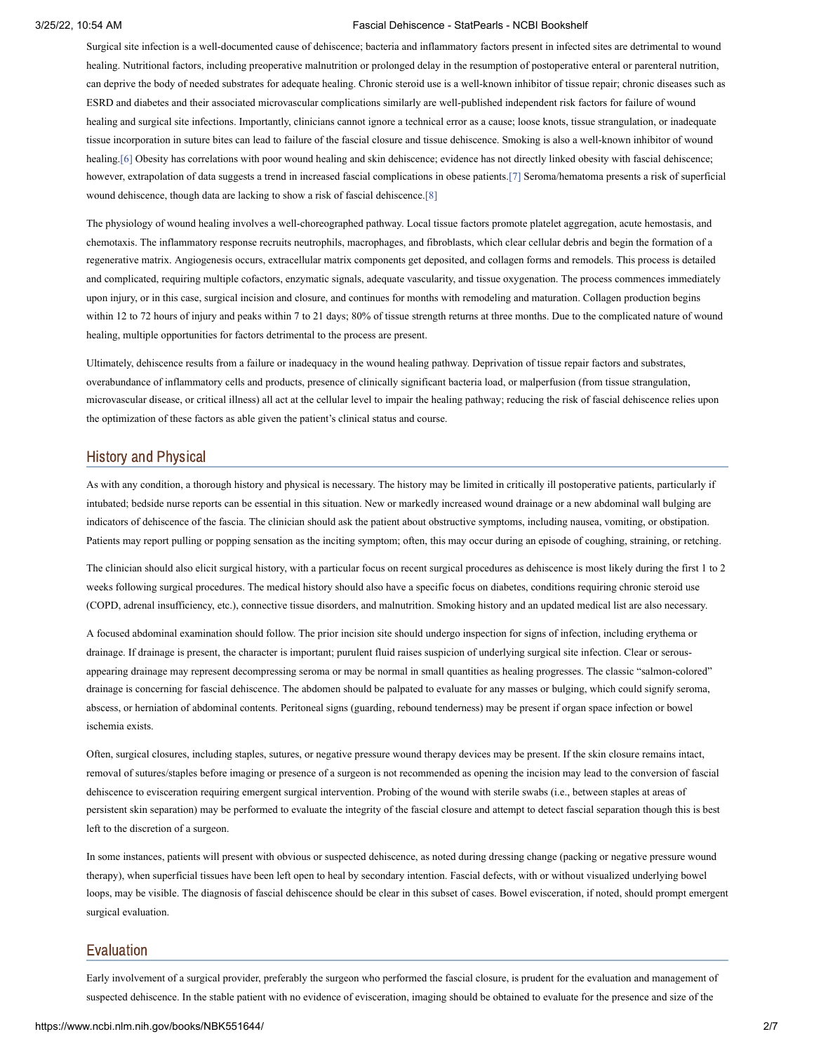Surgical site infection is a well-documented cause of dehiscence; bacteria and inflammatory factors present in infected sites are detrimental to wound healing. Nutritional factors, including preoperative malnutrition or prolonged delay in the resumption of postoperative enteral or parenteral nutrition, can deprive the body of needed substrates for adequate healing. Chronic steroid use is a well-known inhibitor of tissue repair; chronic diseases such as ESRD and diabetes and their associated microvascular complications similarly are well-published independent risk factors for failure of wound healing and surgical site infections. Importantly, clinicians cannot ignore a technical error as a cause; loose knots, tissue strangulation, or inadequate tissue incorporation in suture bites can lead to failure of the fascial closure and tissue dehiscence. Smoking is also a well-known inhibitor of wound healing.[6] Obesity has correlations with poor wound healing and skin dehiscence; evidence has not directly linked obesity with fascial dehiscence; however, extrapolation of data suggests a trend in increased fascial complications in obese patients.[7] Seroma/hematoma presents a risk of superficial wound dehiscence, though data are lacking to show a risk of fascial dehiscence.[8]

The physiology of wound healing involves a well-choreographed pathway. Local tissue factors promote platelet aggregation, acute hemostasis, and chemotaxis. The inflammatory response recruits neutrophils, macrophages, and fibroblasts, which clear cellular debris and begin the formation of a regenerative matrix. Angiogenesis occurs, extracellular matrix components get deposited, and collagen forms and remodels. This process is detailed and complicated, requiring multiple cofactors, enzymatic signals, adequate vascularity, and tissue oxygenation. The process commences immediately upon injury, or in this case, surgical incision and closure, and continues for months with remodeling and maturation. Collagen production begins within 12 to 72 hours of injury and peaks within 7 to 21 days; 80% of tissue strength returns at three months. Due to the complicated nature of wound healing, multiple opportunities for factors detrimental to the process are present.

Ultimately, dehiscence results from a failure or inadequacy in the wound healing pathway. Deprivation of tissue repair factors and substrates, overabundance of inflammatory cells and products, presence of clinically significant bacteria load, or malperfusion (from tissue strangulation, microvascular disease, or critical illness) all act at the cellular level to impair the healing pathway; reducing the risk of fascial dehiscence relies upon the optimization of these factors as able given the patient's clinical status and course.

## History and Physical

As with any condition, a thorough history and physical is necessary. The history may be limited in critically ill postoperative patients, particularly if intubated; bedside nurse reports can be essential in this situation. New or markedly increased wound drainage or a new abdominal wall bulging are indicators of dehiscence of the fascia. The clinician should ask the patient about obstructive symptoms, including nausea, vomiting, or obstipation. Patients may report pulling or popping sensation as the inciting symptom; often, this may occur during an episode of coughing, straining, or retching.

The clinician should also elicit surgical history, with a particular focus on recent surgical procedures as dehiscence is most likely during the first 1 to 2 weeks following surgical procedures. The medical history should also have a specific focus on diabetes, conditions requiring chronic steroid use (COPD, adrenal insufficiency, etc.), connective tissue disorders, and malnutrition. Smoking history and an updated medical list are also necessary.

A focused abdominal examination should follow. The prior incision site should undergo inspection for signs of infection, including erythema or drainage. If drainage is present, the character is important; purulent fluid raises suspicion of underlying surgical site infection. Clear or serous-appearing drainage may represent decompressing seroma or may be normal in small quantities as healing progresses. The classic "salmon-colored" drainage is concerning for fascial dehiscence. The abdomen should be palpated to evaluate for any masses or bulging, which could signify seroma, abscess, or herniation of abdominal contents. Peritoneal signs (guarding, rebound tenderness) may be present if organ space infection or bowel ischemia exists.

Often, surgical closures, including staples, sutures, or negative pressure wound therapy devices may be present. If the skin closure remains intact, removal of sutures/staples before imaging or presence of a surgeon is not recommended as opening the incision may lead to the conversion of fascial dehiscence to evisceration requiring emergent surgical intervention. Probing of the wound with sterile swabs (i.e., between staples at areas of persistent skin separation) may be performed to evaluate the integrity of the fascial closure and attempt to detect fascial separation though this is best left to the discretion of a surgeon.

In some instances, patients will present with obvious or suspected dehiscence, as noted during dressing change (packing or negative pressure wound therapy), when superficial tissues have been left open to heal by secondary intention. Fascial defects, with or without visualized underlying bowel loops, may be visible. The diagnosis of fascial dehiscence should be clear in this subset of cases. Bowel evisceration, if noted, should prompt emergent surgical evaluation.

## Evaluation

Early involvement of a surgical provider, preferably the surgeon who performed the fascial closure, is prudent for the evaluation and management of suspected dehiscence. In the stable patient with no evidence of evisceration, imaging should be obtained to evaluate for the presence and size of the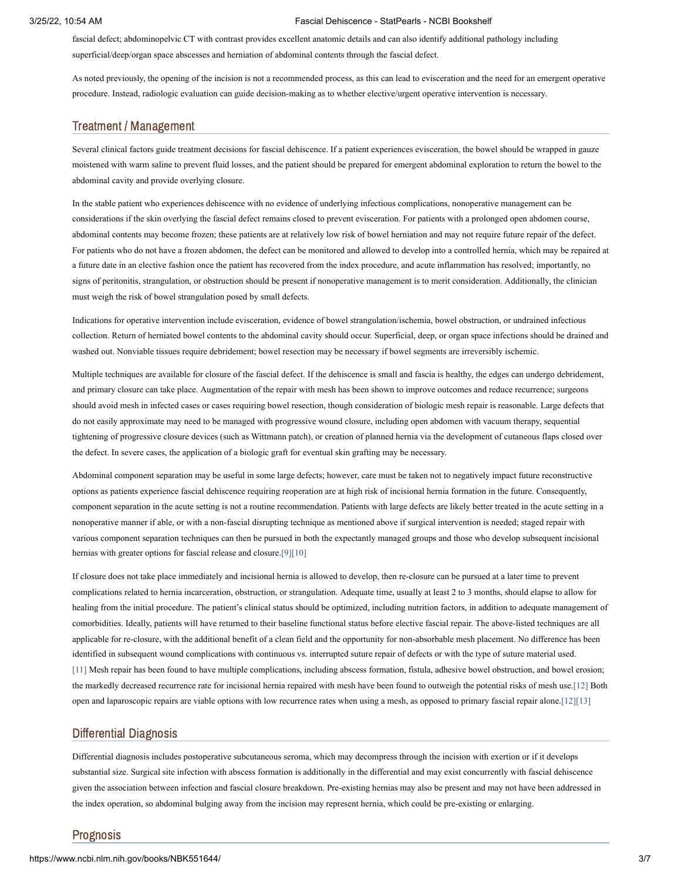fascial defect; abdominopelvic CT with contrast provides excellent anatomic details and can also identify additional pathology including superficial/deep/organ space abscesses and herniation of abdominal contents through the fascial defect.

As noted previously, the opening of the incision is not a recommended process, as this can lead to evisceration and the need for an emergent operative procedure. Instead, radiologic evaluation can guide decision-making as to whether elective/urgent operative intervention is necessary.

## Treatment / Management

Several clinical factors guide treatment decisions for fascial dehiscence. If a patient experiences evisceration, the bowel should be wrapped in gauze moistened with warm saline to prevent fluid losses, and the patient should be prepared for emergent abdominal exploration to return the bowel to the abdominal cavity and provide overlying closure.

In the stable patient who experiences dehiscence with no evidence of underlying infectious complications, nonoperative management can be considerations if the skin overlying the fascial defect remains closed to prevent evisceration. For patients with a prolonged open abdomen course, abdominal contents may become frozen; these patients are at relatively low risk of bowel herniation and may not require future repair of the defect. For patients who do not have a frozen abdomen, the defect can be monitored and allowed to develop into a controlled hernia, which may be repaired at a future date in an elective fashion once the patient has recovered from the index procedure, and acute inflammation has resolved; importantly, no signs of peritonitis, strangulation, or obstruction should be present if nonoperative management is to merit consideration. Additionally, the clinician must weigh the risk of bowel strangulation posed by small defects.

Indications for operative intervention include evisceration, evidence of bowel strangulation/ischemia, bowel obstruction, or undrained infectious collection. Return of herniated bowel contents to the abdominal cavity should occur. Superficial, deep, or organ space infections should be drained and washed out. Nonviable tissues require debridement; bowel resection may be necessary if bowel segments are irreversibly ischemic.

Multiple techniques are available for closure of the fascial defect. If the dehiscence is small and fascia is healthy, the edges can undergo debridement, and primary closure can take place. Augmentation of the repair with mesh has been shown to improve outcomes and reduce recurrence; surgeons should avoid mesh in infected cases or cases requiring bowel resection, though consideration of biologic mesh repair is reasonable. Large defects that do not easily approximate may need to be managed with progressive wound closure, including open abdomen with vacuum therapy, sequential tightening of progressive closure devices (such as Wittmann patch), or creation of planned hernia via the development of cutaneous flaps closed over the defect. In severe cases, the application of a biologic graft for eventual skin grafting may be necessary.

Abdominal component separation may be useful in some large defects; however, care must be taken not to negatively impact future reconstructive options as patients experience fascial dehiscence requiring reoperation are at high risk of incisional hernia formation in the future. Consequently, component separation in the acute setting is not a routine recommendation. Patients with large defects are likely better treated in the acute setting in a nonoperative manner if able, or with a non-fascial disrupting technique as mentioned above if surgical intervention is needed; staged repair with various component separation techniques can then be pursued in both the expectantly managed groups and those who develop subsequent incisional hernias with greater options for fascial release and closure.[9][10]

If closure does not take place immediately and incisional hernia is allowed to develop, then re-closure can be pursued at a later time to prevent complications related to hernia incarceration, obstruction, or strangulation. Adequate time, usually at least 2 to 3 months, should elapse to allow for healing from the initial procedure. The patient's clinical status should be optimized, including nutrition factors, in addition to adequate management of comorbidities. Ideally, patients will have returned to their baseline functional status before elective fascial repair. The above-listed techniques are all applicable for re-closure, with the additional benefit of a clean field and the opportunity for non-absorbable mesh placement. No difference has been identified in subsequent wound complications with continuous vs. interrupted suture repair of defects or with the type of suture material used. [11] Mesh repair has been found to have multiple complications, including abscess formation, fistula, adhesive bowel obstruction, and bowel erosion; the markedly decreased recurrence rate for incisional hernia repaired with mesh have been found to outweigh the potential risks of mesh use.[12] Both open and laparoscopic repairs are viable options with low recurrence rates when using a mesh, as opposed to primary fascial repair alone.[12][13]

## Differential Diagnosis

Differential diagnosis includes postoperative subcutaneous seroma, which may decompress through the incision with exertion or if it develops substantial size. Surgical site infection with abscess formation is additionally in the differential and may exist concurrently with fascial dehiscence given the association between infection and fascial closure breakdown. Pre-existing hernias may also be present and may not have been addressed in the index operation, so abdominal bulging away from the incision may represent hernia, which could be pre-existing or enlarging.

## Prognosis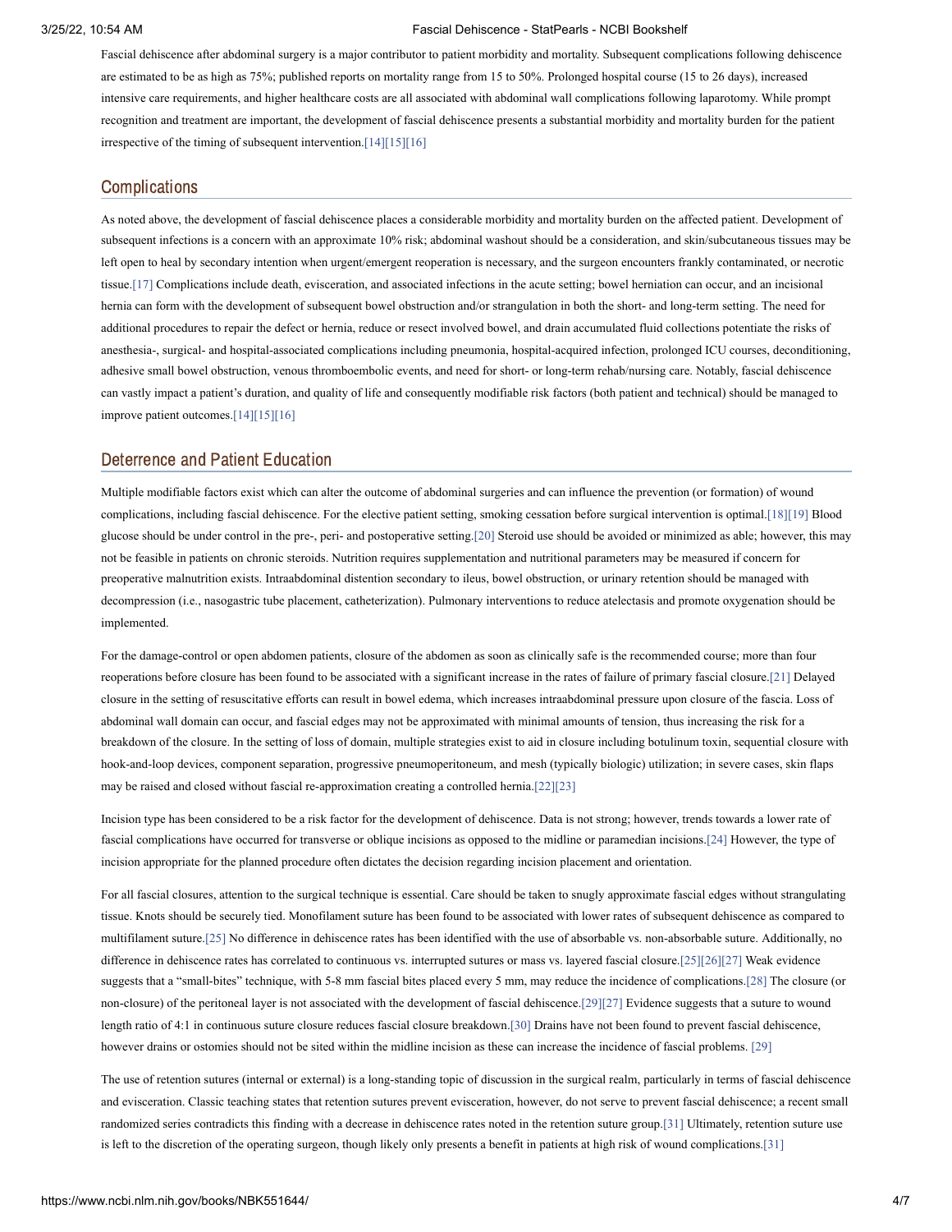Fascial dehiscence after abdominal surgery is a major contributor to patient morbidity and mortality. Subsequent complications following dehiscence are estimated to be as high as 75%; published reports on mortality range from 15 to 50%. Prolonged hospital course (15 to 26 days), increased intensive care requirements, and higher healthcare costs are all associated with abdominal wall complications following laparotomy. While prompt recognition and treatment are important, the development of fascial dehiscence presents a substantial morbidity and mortality burden for the patient irrespective of the timing of subsequent intervention.[14][15][16]

## Complications

As noted above, the development of fascial dehiscence places a considerable morbidity and mortality burden on the affected patient. Development of subsequent infections is a concern with an approximate 10% risk; abdominal washout should be a consideration, and skin/subcutaneous tissues may be left open to heal by secondary intention when urgent/emergent reoperation is necessary, and the surgeon encounters frankly contaminated, or necrotic tissue.[17] Complications include death, evisceration, and associated infections in the acute setting; bowel herniation can occur, and an incisional hernia can form with the development of subsequent bowel obstruction and/or strangulation in both the short- and long-term setting. The need for additional procedures to repair the defect or hernia, reduce or resect involved bowel, and drain accumulated fluid collections potentiate the risks of anesthesia-, surgical- and hospital-associated complications including pneumonia, hospital-acquired infection, prolonged ICU courses, deconditioning, adhesive small bowel obstruction, venous thromboembolic events, and need for short- or long-term rehab/nursing care. Notably, fascial dehiscence can vastly impact a patient's duration, and quality of life and consequently modifiable risk factors (both patient and technical) should be managed to improve patient outcomes.[14][15][16]

## Deterrence and Patient Education

Multiple modifiable factors exist which can alter the outcome of abdominal surgeries and can influence the prevention (or formation) of wound complications, including fascial dehiscence. For the elective patient setting, smoking cessation before surgical intervention is optimal.[18][19] Blood glucose should be under control in the pre-, peri- and postoperative setting.[20] Steroid use should be avoided or minimized as able; however, this may not be feasible in patients on chronic steroids. Nutrition requires supplementation and nutritional parameters may be measured if concern for preoperative malnutrition exists. Intraabdominal distention secondary to ileus, bowel obstruction, or urinary retention should be managed with decompression (i.e., nasogastric tube placement, catheterization). Pulmonary interventions to reduce atelectasis and promote oxygenation should be implemented.

For the damage-control or open abdomen patients, closure of the abdomen as soon as clinically safe is the recommended course; more than four reoperations before closure has been found to be associated with a significant increase in the rates of failure of primary fascial closure.[21] Delayed closure in the setting of resuscitative efforts can result in bowel edema, which increases intraabdominal pressure upon closure of the fascia. Loss of abdominal wall domain can occur, and fascial edges may not be approximated with minimal amounts of tension, thus increasing the risk for a breakdown of the closure. In the setting of loss of domain, multiple strategies exist to aid in closure including botulinum toxin, sequential closure with hook-and-loop devices, component separation, progressive pneumoperitoneum, and mesh (typically biologic) utilization; in severe cases, skin flaps may be raised and closed without fascial re-approximation creating a controlled hernia.[22][23]

Incision type has been considered to be a risk factor for the development of dehiscence. Data is not strong; however, trends towards a lower rate of fascial complications have occurred for transverse or oblique incisions as opposed to the midline or paramedian incisions.[24] However, the type of incision appropriate for the planned procedure often dictates the decision regarding incision placement and orientation.

For all fascial closures, attention to the surgical technique is essential. Care should be taken to snugly approximate fascial edges without strangulating tissue. Knots should be securely tied. Monofilament suture has been found to be associated with lower rates of subsequent dehiscence as compared to multifilament suture.[25] No difference in dehiscence rates has been identified with the use of absorbable vs. non-absorbable suture. Additionally, no difference in dehiscence rates has correlated to continuous vs. interrupted sutures or mass vs. layered fascial closure.[25][26][27] Weak evidence suggests that a "small-bites" technique, with 5-8 mm fascial bites placed every 5 mm, may reduce the incidence of complications.[28] The closure (or non-closure) of the peritoneal layer is not associated with the development of fascial dehiscence.[29][27] Evidence suggests that a suture to wound length ratio of 4:1 in continuous suture closure reduces fascial closure breakdown.[30] Drains have not been found to prevent fascial dehiscence, however drains or ostomies should not be sited within the midline incision as these can increase the incidence of fascial problems. [29]

The use of retention sutures (internal or external) is a long-standing topic of discussion in the surgical realm, particularly in terms of fascial dehiscence and evisceration. Classic teaching states that retention sutures prevent evisceration, however, do not serve to prevent fascial dehiscence; a recent small randomized series contradicts this finding with a decrease in dehiscence rates noted in the retention suture group.[31] Ultimately, retention suture use is left to the discretion of the operating surgeon, though likely only presents a benefit in patients at high risk of wound complications.[31]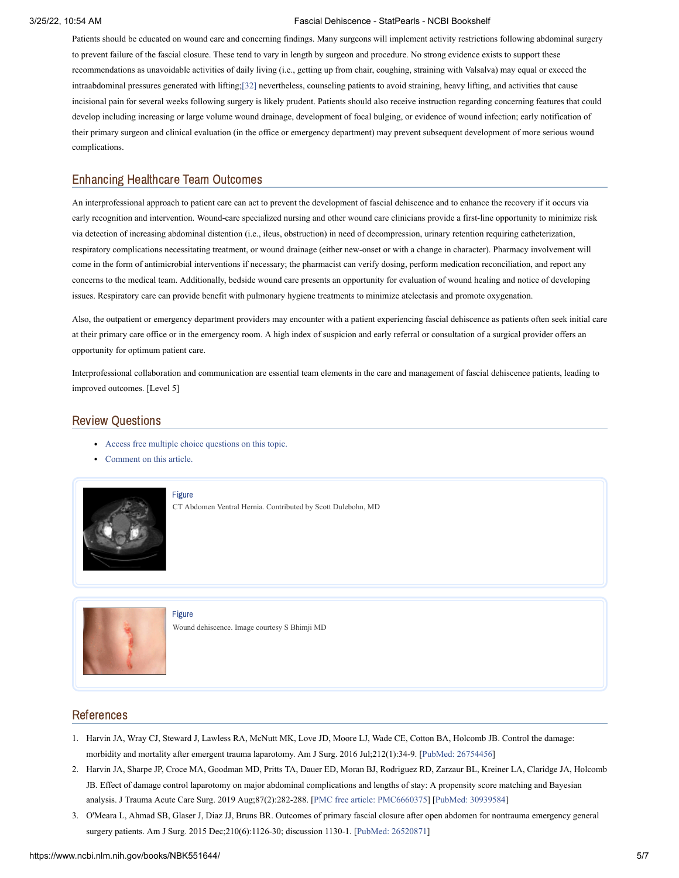Patients should be educated on wound care and concerning findings. Many surgeons will implement activity restrictions following abdominal surgery to prevent failure of the fascial closure. These tend to vary in length by surgeon and procedure. No strong evidence exists to support these recommendations as unavoidable activities of daily living (i.e., getting up from chair, coughing, straining with Valsalva) may equal or exceed the intraabdominal pressures generated with lifting;[32] nevertheless, counseling patients to avoid straining, heavy lifting, and activities that cause incisional pain for several weeks following surgery is likely prudent. Patients should also receive instruction regarding concerning features that could develop including increasing or large volume wound drainage, development of focal bulging, or evidence of wound infection; early notification of their primary surgeon and clinical evaluation (in the office or emergency department) may prevent subsequent development of more serious wound complications.

## Enhancing Healthcare Team Outcomes

An interprofessional approach to patient care can act to prevent the development of fascial dehiscence and to enhance the recovery if it occurs via early recognition and intervention. Wound-care specialized nursing and other wound care clinicians provide a first-line opportunity to minimize risk via detection of increasing abdominal distention (i.e., ileus, obstruction) in need of decompression, urinary retention requiring catheterization, respiratory complications necessitating treatment, or wound drainage (either new-onset or with a change in character). Pharmacy involvement will come in the form of antimicrobial interventions if necessary; the pharmacist can verify dosing, perform medication reconciliation, and report any concerns to the medical team. Additionally, bedside wound care presents an opportunity for evaluation of wound healing and notice of developing issues. Respiratory care can provide benefit with pulmonary hygiene treatments to minimize atelectasis and promote oxygenation.

Also, the outpatient or emergency department providers may encounter with a patient experiencing fascial dehiscence as patients often seek initial care at their primary care office or in the emergency room. A high index of suspicion and early referral or consultation of a surgical provider offers an opportunity for optimum patient care.

Interprofessional collaboration and communication are essential team elements in the care and management of fascial dehiscence patients, leading to improved outcomes. [Level 5]

## Review Questions

- Access free multiple choice questions on this topic.
- Comment on this article.

Figure

CT Abdomen Ventral Hernia. Contributed by Scott Dulebohn, MD

Figure

Wound dehiscence. Image courtesy S Bhimji MD

## References

1. Harvin JA, Wray CJ, Steward J, Lawless RA, McNutt MK, Love JD, Moore LJ, Wade CE, Cotton BA, Holcomb JB. Control the damage: morbidity and mortality after emergent trauma laparotomy. Am J Surg. 2016 Jul;212(1):34-9. [PubMed: 26754456]
2. Harvin JA, Sharpe JP, Croce MA, Goodman MD, Pritts TA, Dauer ED, Moran BJ, Rodriguez RD, Zarzaur BL, Kreiner LA, Claridge JA, Holcomb JB. Effect of damage control laparotomy on major abdominal complications and lengths of stay: A propensity score matching and Bayesian analysis. J Trauma Acute Care Surg. 2019 Aug;87(2):282-288. [PMC free article: PMC6660375] [PubMed: 30939584]
3. O'Meara L, Ahmad SB, Glaser J, Diaz JJ, Bruns BR. Outcomes of primary fascial closure after open abdomen for nontrauma emergency general surgery patients. Am J Surg. 2015 Dec;210(6):1126-30; discussion 1130-1. [PubMed: 26520871]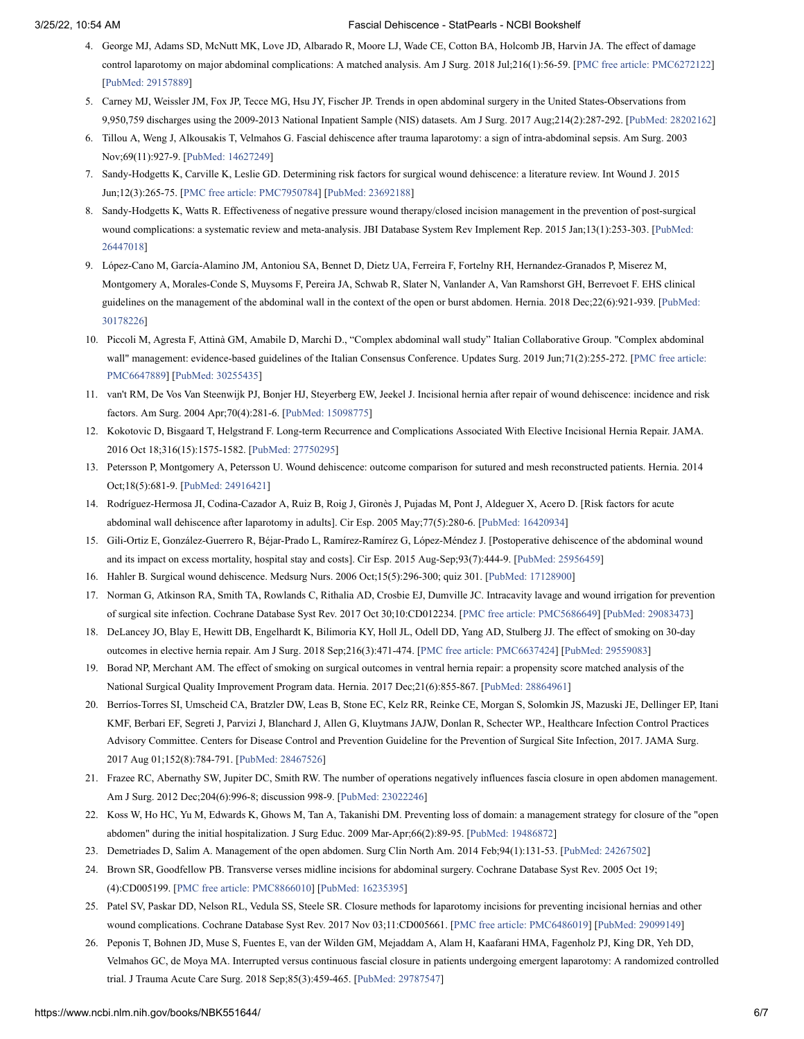4. George MJ, Adams SD, McNutt MK, Love JD, Albarado R, Moore LJ, Wade CE, Cotton BA, Holcomb JB, Harvin JA. The effect of damage control laparotomy on major abdominal complications: A matched analysis. Am J Surg. 2018 Jul;216(1):56-59. [PMC free article: PMC6272122] [PubMed: 29157889]
5. Carney MJ, Weissler JM, Fox JP, Tecce MG, Hsu JY, Fischer JP. Trends in open abdominal surgery in the United States-Observations from 9,950,759 discharges using the 2009-2013 National Inpatient Sample (NIS) datasets. Am J Surg. 2017 Aug;214(2):287-292. [PubMed: 28202162]
6. Tillou A, Weng J, Alkousakis T, Velmahos G. Fascial dehiscence after trauma laparotomy: a sign of intra-abdominal sepsis. Am Surg. 2003 Nov;69(11):927-9. [PubMed: 14627249]
7. Sandy-Hodgetts K, Carville K, Leslie GD. Determining risk factors for surgical wound dehiscence: a literature review. Int Wound J. 2015 Jun;12(3):265-75. [PMC free article: PMC7950784] [PubMed: 23692188]
8. Sandy-Hodgetts K, Watts R. Effectiveness of negative pressure wound therapy/closed incision management in the prevention of post-surgical wound complications: a systematic review and meta-analysis. JBI Database System Rev Implement Rep. 2015 Jan;13(1):253-303. [PubMed: 26447018]
9. López-Cano M, García-Alamino JM, Antoniou SA, Bennet D, Dietz UA, Ferreira F, Fortelny RH, Hernandez-Granados P, Miserez M, Montgomery A, Morales-Conde S, Muysoms F, Pereira JA, Schwab R, Slater N, Vanlander A, Van Ramshorst GH, Berrevoet F. EHS clinical guidelines on the management of the abdominal wall in the context of the open or burst abdomen. Hernia. 2018 Dec;22(6):921-939. [PubMed: 30178226]
10. Piccoli M, Agresta F, Attinà GM, Amabile D, Marchi D., "Complex abdominal wall study" Italian Collaborative Group. "Complex abdominal wall" management: evidence-based guidelines of the Italian Consensus Conference. Updates Surg. 2019 Jun;71(2):255-272. [PMC free article: PMC6647889] [PubMed: 30255435]
11. van't RM, De Vos Van Steenwijk PJ, Bonjer HJ, Steyerberg EW, Jeekel J. Incisional hernia after repair of wound dehiscence: incidence and risk factors. Am Surg. 2004 Apr;70(4):281-6. [PubMed: 15098775]
12. Kokotovic D, Bisgaard T, Helgstrand F. Long-term Recurrence and Complications Associated With Elective Incisional Hernia Repair. JAMA. 2016 Oct 18;316(15):1575-1582. [PubMed: 27750295]
13. Petersson P, Montgomery A, Petersson U. Wound dehiscence: outcome comparison for sutured and mesh reconstructed patients. Hernia. 2014 Oct;18(5):681-9. [PubMed: 24916421]
14. Rodríguez-Hermosa JI, Codina-Cazador A, Ruiz B, Roig J, Gironès J, Pujadas M, Pont J, Aldeguer X, Acero D. [Risk factors for acute abdominal wall dehiscence after laparotomy in adults]. Cir Esp. 2005 May;77(5):280-6. [PubMed: 16420934]
15. Gili-Ortiz E, González-Guerrero R, Béjar-Prado L, Ramírez-Ramírez G, López-Méndez J. [Postoperative dehiscence of the abdominal wound and its impact on excess mortality, hospital stay and costs]. Cir Esp. 2015 Aug-Sep;93(7):444-9. [PubMed: 25956459]
16. Hahler B. Surgical wound dehiscence. Medsurg Nurs. 2006 Oct;15(5):296-300; quiz 301. [PubMed: 17128900]
17. Norman G, Atkinson RA, Smith TA, Rowlands C, Rithalia AD, Crosbie EJ, Dumville JC. Intracavity lavage and wound irrigation for prevention of surgical site infection. Cochrane Database Syst Rev. 2017 Oct 30;10:CD012234. [PMC free article: PMC5686649] [PubMed: 29083473]
18. DeLancey JO, Blay E, Hewitt DB, Engelhardt K, Bilimoria KY, Holl JL, Odell DD, Yang AD, Stulberg JJ. The effect of smoking on 30-day outcomes in elective hernia repair. Am J Surg. 2018 Sep;216(3):471-474. [PMC free article: PMC6637424] [PubMed: 29559083]
19. Borad NP, Merchant AM. The effect of smoking on surgical outcomes in ventral hernia repair: a propensity score matched analysis of the National Surgical Quality Improvement Program data. Hernia. 2017 Dec;21(6):855-867. [PubMed: 28864961]
20. Berríos-Torres SI, Umscheid CA, Bratzler DW, Leas B, Stone EC, Kelz RR, Reinke CE, Morgan S, Solomkin JS, Mazuski JE, Dellinger EP, Itani KMF, Berbari EF, Segreti J, Parvizi J, Blanchard J, Allen G, Kluytmans JAJW, Donlan R, Schecter WP., Healthcare Infection Control Practices Advisory Committee. Centers for Disease Control and Prevention Guideline for the Prevention of Surgical Site Infection, 2017. JAMA Surg. 2017 Aug 01;152(8):784-791. [PubMed: 28467526]
21. Frazee RC, Abernathy SW, Jupiter DC, Smith RW. The number of operations negatively influences fascia closure in open abdomen management. Am J Surg. 2012 Dec;204(6):996-8; discussion 998-9. [PubMed: 23022246]
22. Koss W, Ho HC, Yu M, Edwards K, Ghows M, Tan A, Takanishi DM. Preventing loss of domain: a management strategy for closure of the "open abdomen" during the initial hospitalization. J Surg Educ. 2009 Mar-Apr;66(2):89-95. [PubMed: 19486872]
23. Demetriades D, Salim A. Management of the open abdomen. Surg Clin North Am. 2014 Feb;94(1):131-53. [PubMed: 24267502]
24. Brown SR, Goodfellow PB. Transverse verses midline incisions for abdominal surgery. Cochrane Database Syst Rev. 2005 Oct 19;(4):CD005199. [PMC free article: PMC8866010] [PubMed: 16235395]
25. Patel SV, Paskar DD, Nelson RL, Vedula SS, Steele SR. Closure methods for laparotomy incisions for preventing incisional hernias and other wound complications. Cochrane Database Syst Rev. 2017 Nov 03;11:CD005661. [PMC free article: PMC6486019] [PubMed: 29099149]
26. Peponis T, Bohnen JD, Muse S, Fuentes E, van der Wilden GM, Mejaddam A, Alam H, Kaafarani HMA, Fagenholz PJ, King DR, Yeh DD, Velmahos GC, de Moya MA. Interrupted versus continuous fascial closure in patients undergoing emergent laparotomy: A randomized controlled trial. J Trauma Acute Care Surg. 2018 Sep;85(3):459-465. [PubMed: 29787547]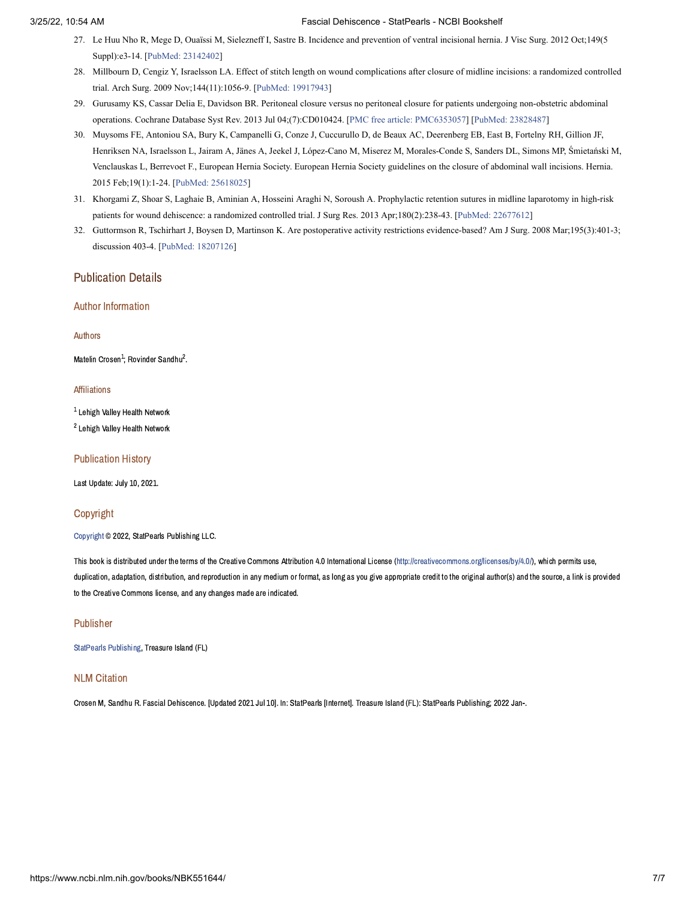27. Le Huu Nho R, Mege D, Ouaïssi M, Sielezneff I, Sastre B. Incidence and prevention of ventral incisional hernia. J Visc Surg. 2012 Oct;149(5 Suppl):e3-14. [PubMed: 23142402]
28. Millbourn D, Cengiz Y, Israelsson LA. Effect of stitch length on wound complications after closure of midline incisions: a randomized controlled trial. Arch Surg. 2009 Nov;144(11):1056-9. [PubMed: 19917943]
29. Gurusamy KS, Cassar Delia E, Davidson BR. Peritoneal closure versus no peritoneal closure for patients undergoing non-obstetric abdominal operations. Cochrane Database Syst Rev. 2013 Jul 04;(7):CD010424. [PMC free article: PMC6353057] [PubMed: 23828487]
30. Muysoms FE, Antoniou SA, Bury K, Campanelli G, Conze J, Cuccurullo D, de Beaux AC, Deerenberg EB, East B, Fortelny RH, Gillion JF, Henriksen NA, Israelsson L, Jairam A, Jänes A, Jeekel J, López-Cano M, Miserez M, Morales-Conde S, Sanders DL, Simons MP, Śmietański M, Venclauskas L, Berrevoet F., European Hernia Society. European Hernia Society guidelines on the closure of abdominal wall incisions. Hernia. 2015 Feb;19(1):1-24. [PubMed: 25618025]
31. Khorgami Z, Shoar S, Laghaie B, Aminian A, Hosseini Araghi N, Soroush A. Prophylactic retention sutures in midline laparotomy in high-risk patients for wound dehiscence: a randomized controlled trial. J Surg Res. 2013 Apr;180(2):238-43. [PubMed: 22677612]
32. Guttormson R, Tschirhart J, Boysen D, Martinson K. Are postoperative activity restrictions evidence-based? Am J Surg. 2008 Mar;195(3):401-3; discussion 403-4. [PubMed: 18207126]

## Publication Details

### Author Information

#### Authors

Matelin Crosen[1]; Rovinder Sandhu[2].

#### Affiliations

[1] Lehigh Valley Health Network

[2] Lehigh Valley Health Network

### Publication History

Last Update: July 10, 2021.

### Copyright

Copyright © 2022, StatPearls Publishing LLC.

This book is distributed under the terms of the Creative Commons Attribution 4.0 International License (http://creativecommons.org/licenses/by/4.0/), which permits use, duplication, adaptation, distribution, and reproduction in any medium or format, as long as you give appropriate credit to the original author(s) and the source, a link is provided to the Creative Commons license, and any changes made are indicated.

### Publisher

StatPearls Publishing, Treasure Island (FL)

### NLM Citation

Crosen M, Sandhu R. Fascial Dehiscence. [Updated 2021 Jul 10]. In: StatPearls [Internet]. Treasure Island (FL): StatPearls Publishing; 2022 Jan-.